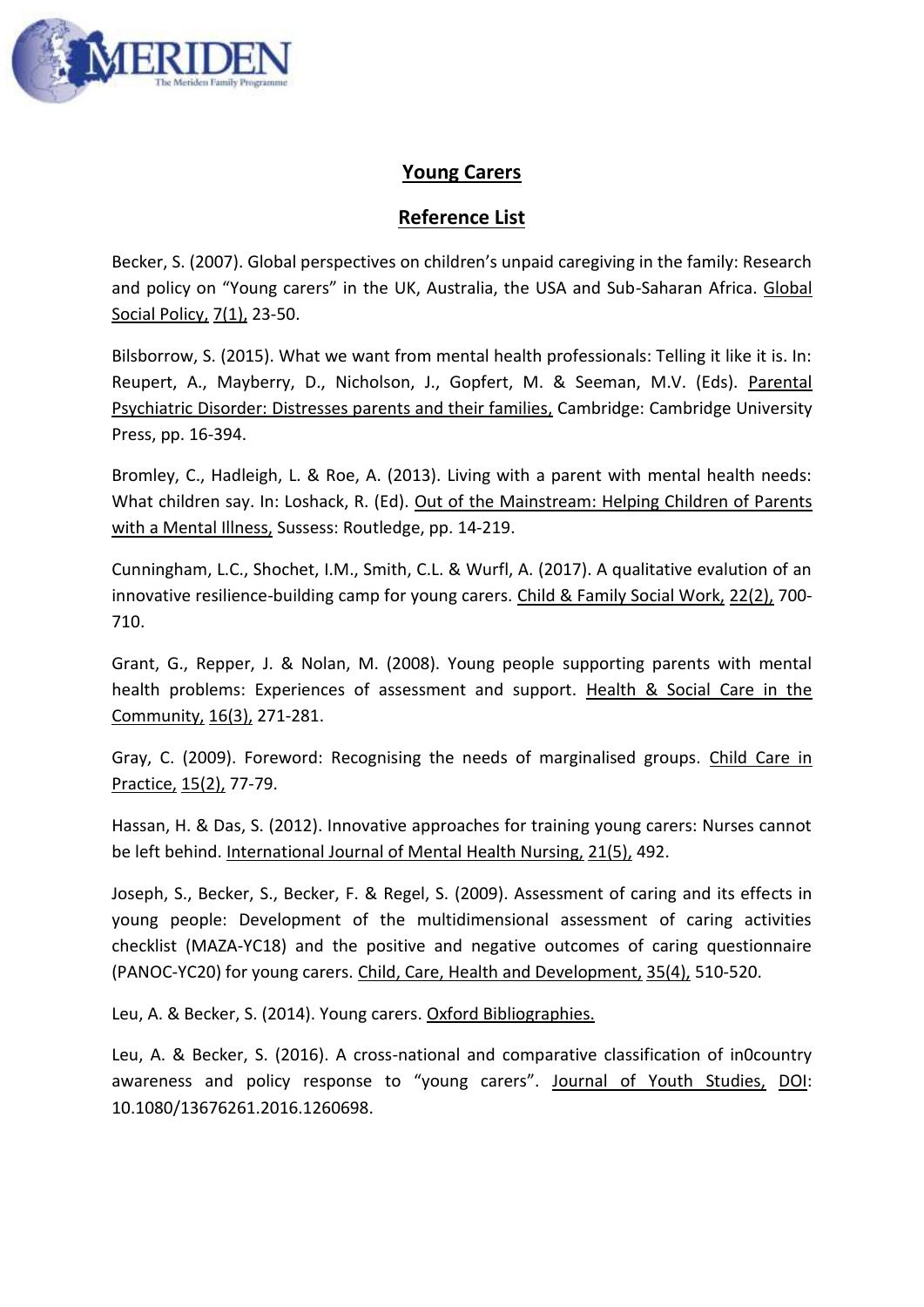## Young Carers

## Reference List

Becker, S. (2007). Global perspectives on children's unpaid caregiving in the family: Research and policy on "Young carers" in the UK, Australia, the USA and Sub-Saharan Africa. Global Social Policy, 7(1), 23-50.

Bilsborrow, S. (2015). What we want from mental health professionals: Telling it like it is. In: Reupert, A., Mayberry, D., Nicholson, J., Gopfert, M. & Seeman, M.V. (Eds). Parental Psychiatric Disorder: Distresses parents and their families, Cambridge: Cambridge University Press, pp. 16-394.

Bromley, C., Hadleigh, L. & Roe, A. (2013). Living with a parent with mental health needs: What children say. In: Loshack, R. (Ed). Out of the Mainstream: Helping Children of Parents with a Mental Illness, Sussess: Routledge, pp. 14-219.

Cunningham, L.C., Shochet, I.M., Smith, C.L. & Wurfl, A. (2017). A qualitative evalution of an innovative resilience-building camp for young carers. Child & Family Social Work, 22(2), 700-710.

Grant, G., Repper, J. & Nolan, M. (2008). Young people supporting parents with mental health problems: Experiences of assessment and support. Health & Social Care in the Community, 16(3), 271-281.

Gray, C. (2009). Foreword: Recognising the needs of marginalised groups. Child Care in Practice, 15(2), 77-79.

Hassan, H. & Das, S. (2012). Innovative approaches for training young carers: Nurses cannot be left behind. International Journal of Mental Health Nursing, 21(5), 492.

Joseph, S., Becker, S., Becker, F. & Regel, S. (2009). Assessment of caring and its effects in young people: Development of the multidimensional assessment of caring activities checklist (MAZA-YC18) and the positive and negative outcomes of caring questionnaire (PANOC-YC20) for young carers. Child, Care, Health and Development, 35(4), 510-520.

Leu, A. & Becker, S. (2014). Young carers. Oxford Bibliographies.

Leu, A. & Becker, S. (2016). A cross-national and comparative classification of in0country awareness and policy response to "young carers". Journal of Youth Studies, DOI: 10.1080/13676261.2016.1260698.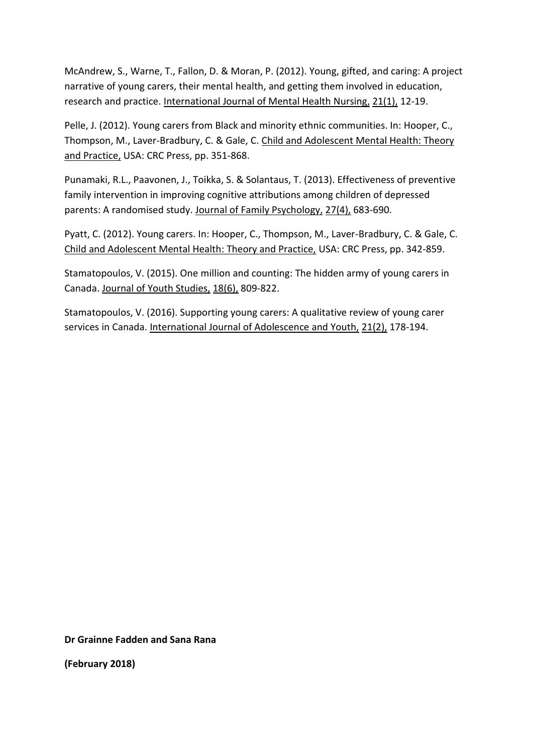McAndrew, S., Warne, T., Fallon, D. & Moran, P. (2012). Young, gifted, and caring: A project narrative of young carers, their mental health, and getting them involved in education, research and practice. International Journal of Mental Health Nursing, 21(1), 12-19.

Pelle, J. (2012). Young carers from Black and minority ethnic communities. In: Hooper, C., Thompson, M., Laver-Bradbury, C. & Gale, C. Child and Adolescent Mental Health: Theory and Practice, USA: CRC Press, pp. 351-868.

Punamaki, R.L., Paavonen, J., Toikka, S. & Solantaus, T. (2013). Effectiveness of preventive family intervention in improving cognitive attributions among children of depressed parents: A randomised study. Journal of Family Psychology, 27(4), 683-690.

Pyatt, C. (2012). Young carers. In: Hooper, C., Thompson, M., Laver-Bradbury, C. & Gale, C. Child and Adolescent Mental Health: Theory and Practice, USA: CRC Press, pp. 342-859.

Stamatopoulos, V. (2015). One million and counting: The hidden army of young carers in Canada. Journal of Youth Studies, 18(6), 809-822.

Stamatopoulos, V. (2016). Supporting young carers: A qualitative review of young carer services in Canada. International Journal of Adolescence and Youth, 21(2), 178-194.

**Dr Grainne Fadden and Sana Rana**

**(February 2018)**